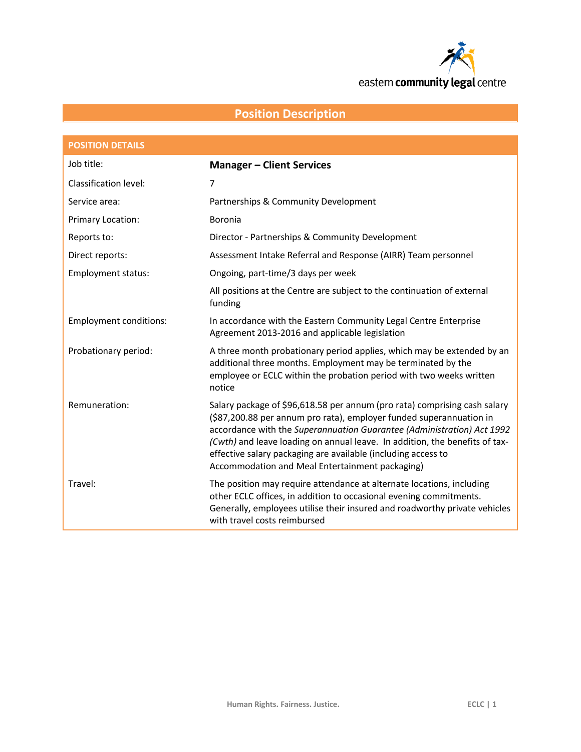eastern **community legal** centre

# Position Description

| POSITION DETAILS | |
|---|---|
| Job title: | **Manager – Client Services** |
| Classification level: | 7 |
| Service area: | Partnerships & Community Development |
| Primary Location: | Boronia |
| Reports to: | Director - Partnerships & Community Development |
| Direct reports: | Assessment Intake Referral and Response (AIRR) Team personnel |
| Employment status: | Ongoing, part-time/3 days per week |
| | All positions at the Centre are subject to the continuation of external funding |
| Employment conditions: | In accordance with the Eastern Community Legal Centre Enterprise Agreement 2013-2016 and applicable legislation |
| Probationary period: | A three month probationary period applies, which may be extended by an additional three months. Employment may be terminated by the employee or ECLC within the probation period with two weeks written notice |
| Remuneration: | Salary package of $96,618.58 per annum (pro rata) comprising cash salary ($87,200.88 per annum pro rata), employer funded superannuation in accordance with the *Superannuation Guarantee (Administration) Act 1992 (Cwth)* and leave loading on annual leave. In addition, the benefits of tax-effective salary packaging are available (including access to Accommodation and Meal Entertainment packaging) |
| Travel: | The position may require attendance at alternate locations, including other ECLC offices, in addition to occasional evening commitments. Generally, employees utilise their insured and roadworthy private vehicles with travel costs reimbursed |

Human Rights. Fairness. Justice.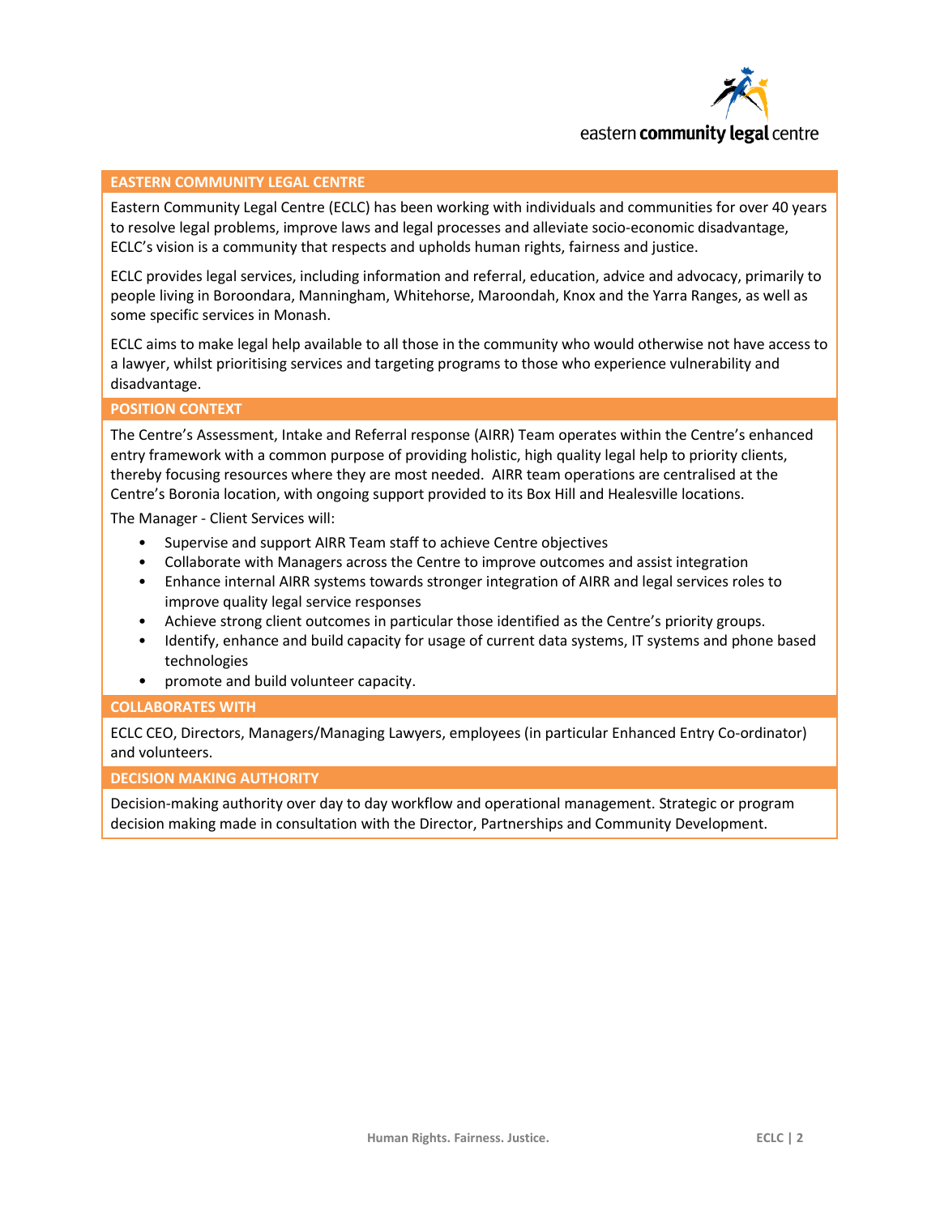## EASTERN COMMUNITY LEGAL CENTRE

Eastern Community Legal Centre (ECLC) has been working with individuals and communities for over 40 years to resolve legal problems, improve laws and legal processes and alleviate socio-economic disadvantage, ECLC's vision is a community that respects and upholds human rights, fairness and justice.

ECLC provides legal services, including information and referral, education, advice and advocacy, primarily to people living in Boroondara, Manningham, Whitehorse, Maroondah, Knox and the Yarra Ranges, as well as some specific services in Monash.

ECLC aims to make legal help available to all those in the community who would otherwise not have access to a lawyer, whilst prioritising services and targeting programs to those who experience vulnerability and disadvantage.

## POSITION CONTEXT

The Centre's Assessment, Intake and Referral response (AIRR) Team operates within the Centre's enhanced entry framework with a common purpose of providing holistic, high quality legal help to priority clients, thereby focusing resources where they are most needed. AIRR team operations are centralised at the Centre's Boronia location, with ongoing support provided to its Box Hill and Healesville locations.

The Manager - Client Services will:

- Supervise and support AIRR Team staff to achieve Centre objectives
- Collaborate with Managers across the Centre to improve outcomes and assist integration
- Enhance internal AIRR systems towards stronger integration of AIRR and legal services roles to improve quality legal service responses
- Achieve strong client outcomes in particular those identified as the Centre's priority groups.
- Identify, enhance and build capacity for usage of current data systems, IT systems and phone based technologies
- promote and build volunteer capacity.

## COLLABORATES WITH

ECLC CEO, Directors, Managers/Managing Lawyers, employees (in particular Enhanced Entry Co-ordinator) and volunteers.

## DECISION MAKING AUTHORITY

Decision-making authority over day to day workflow and operational management. Strategic or program decision making made in consultation with the Director, Partnerships and Community Development.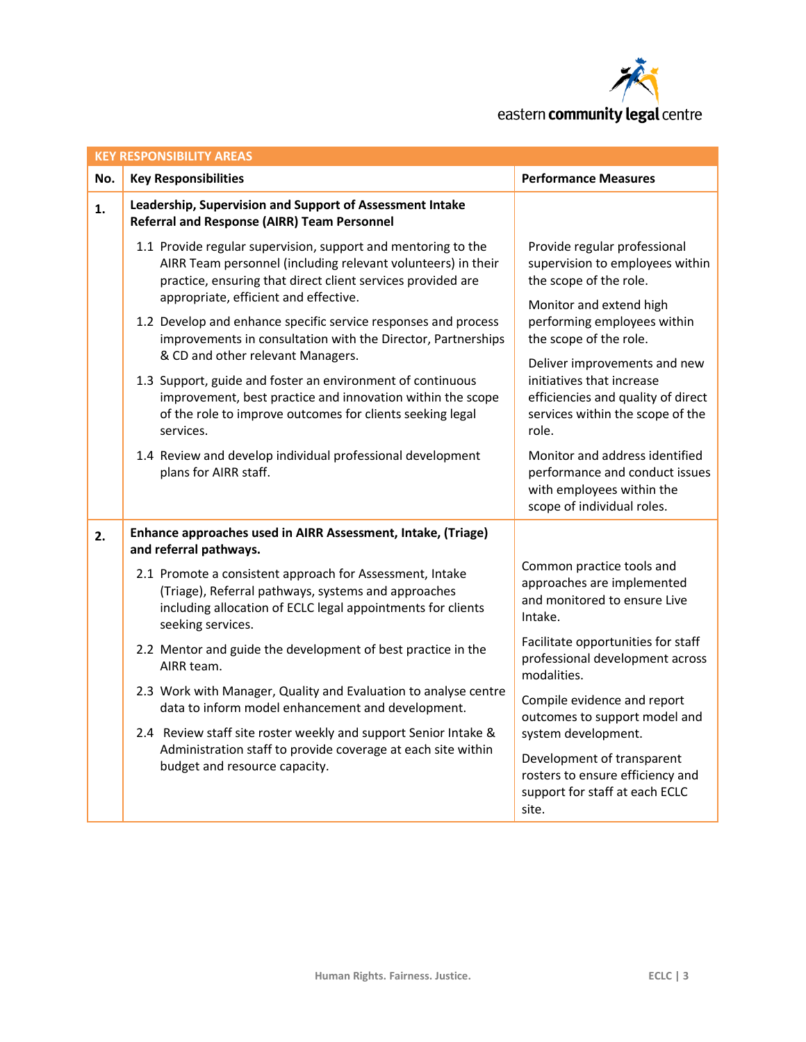| KEY RESPONSIBILITY AREAS | | |
|---|---|---|
| **No.** | **Key Responsibilities** | **Performance Measures** |
| **1.** | **Leadership, Supervision and Support of Assessment Intake Referral and Response (AIRR) Team Personnel** | |
| | 1.1 Provide regular supervision, support and mentoring to the AIRR Team personnel (including relevant volunteers) in their practice, ensuring that direct client services provided are appropriate, efficient and effective.<br><br>1.2 Develop and enhance specific service responses and process improvements in consultation with the Director, Partnerships & CD and other relevant Managers.<br><br>1.3 Support, guide and foster an environment of continuous improvement, best practice and innovation within the scope of the role to improve outcomes for clients seeking legal services.<br><br>1.4 Review and develop individual professional development plans for AIRR staff. | Provide regular professional supervision to employees within the scope of the role.<br><br>Monitor and extend high performing employees within the scope of the role.<br><br>Deliver improvements and new initiatives that increase efficiencies and quality of direct services within the scope of the role.<br><br>Monitor and address identified performance and conduct issues with employees within the scope of individual roles. |
| **2.** | **Enhance approaches used in AIRR Assessment, Intake, (Triage) and referral pathways.** | |
| | 2.1 Promote a consistent approach for Assessment, Intake (Triage), Referral pathways, systems and approaches including allocation of ECLC legal appointments for clients seeking services.<br><br>2.2 Mentor and guide the development of best practice in the AIRR team.<br><br>2.3 Work with Manager, Quality and Evaluation to analyse centre data to inform model enhancement and development.<br><br>2.4 Review staff site roster weekly and support Senior Intake & Administration staff to provide coverage at each site within budget and resource capacity. | Common practice tools and approaches are implemented and monitored to ensure Live Intake.<br><br>Facilitate opportunities for staff professional development across modalities.<br><br>Compile evidence and report outcomes to support model and system development.<br><br>Development of transparent rosters to ensure efficiency and support for staff at each ECLC site. |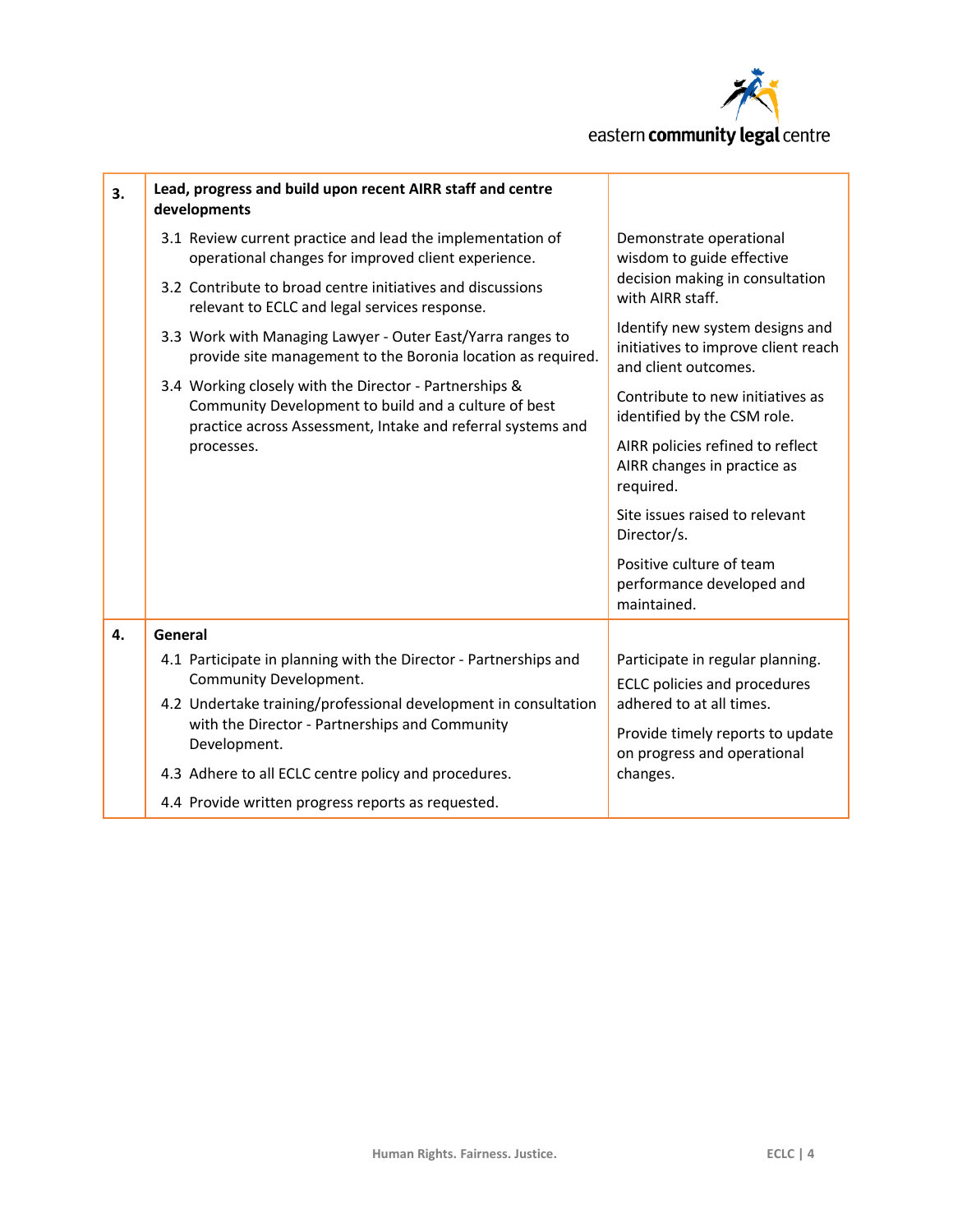| | | |
|---|---|---|
| **3.** | **Lead, progress and build upon recent AIRR staff and centre developments**<br><br>3.1 Review current practice and lead the implementation of operational changes for improved client experience.<br><br>3.2 Contribute to broad centre initiatives and discussions relevant to ECLC and legal services response.<br><br>3.3 Work with Managing Lawyer - Outer East/Yarra ranges to provide site management to the Boronia location as required.<br><br>3.4 Working closely with the Director - Partnerships & Community Development to build and a culture of best practice across Assessment, Intake and referral systems and processes. | Demonstrate operational wisdom to guide effective decision making in consultation with AIRR staff.<br><br>Identify new system designs and initiatives to improve client reach and client outcomes.<br><br>Contribute to new initiatives as identified by the CSM role.<br><br>AIRR policies refined to reflect AIRR changes in practice as required.<br><br>Site issues raised to relevant Director/s.<br><br>Positive culture of team performance developed and maintained. |
| **4.** | **General**<br><br>4.1 Participate in planning with the Director - Partnerships and Community Development.<br><br>4.2 Undertake training/professional development in consultation with the Director - Partnerships and Community Development.<br><br>4.3 Adhere to all ECLC centre policy and procedures.<br><br>4.4 Provide written progress reports as requested. | Participate in regular planning.<br><br>ECLC policies and procedures adhered to at all times.<br><br>Provide timely reports to update on progress and operational changes. |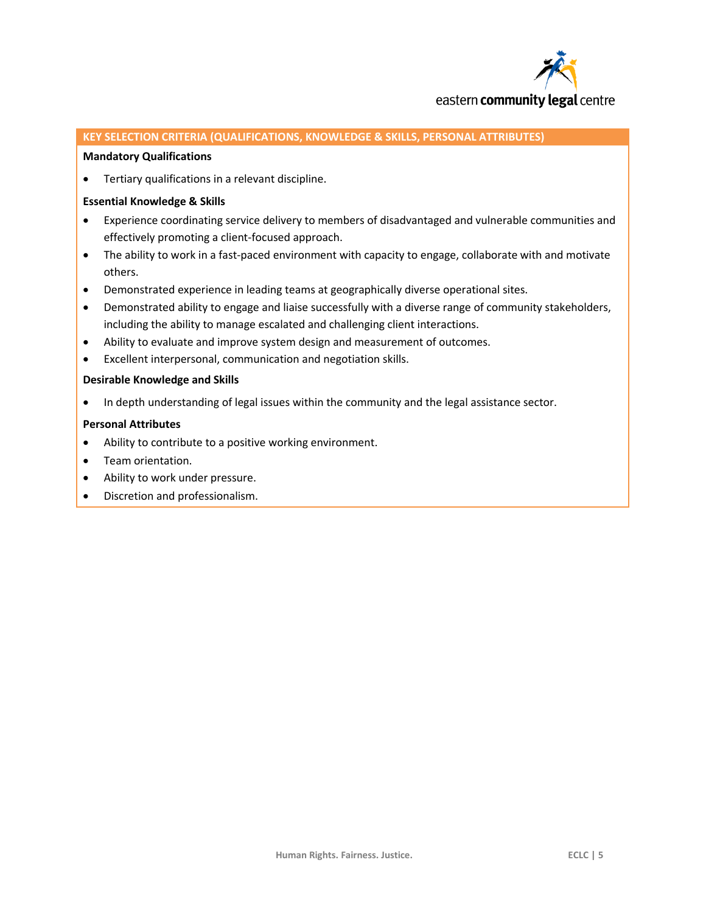## KEY SELECTION CRITERIA (QUALIFICATIONS, KNOWLEDGE & SKILLS, PERSONAL ATTRIBUTES)

**Mandatory Qualifications**

- Tertiary qualifications in a relevant discipline.

**Essential Knowledge & Skills**

- Experience coordinating service delivery to members of disadvantaged and vulnerable communities and effectively promoting a client-focused approach.
- The ability to work in a fast-paced environment with capacity to engage, collaborate with and motivate others.
- Demonstrated experience in leading teams at geographically diverse operational sites.
- Demonstrated ability to engage and liaise successfully with a diverse range of community stakeholders, including the ability to manage escalated and challenging client interactions.
- Ability to evaluate and improve system design and measurement of outcomes.
- Excellent interpersonal, communication and negotiation skills.

**Desirable Knowledge and Skills**

- In depth understanding of legal issues within the community and the legal assistance sector.

**Personal Attributes**

- Ability to contribute to a positive working environment.
- Team orientation.
- Ability to work under pressure.
- Discretion and professionalism.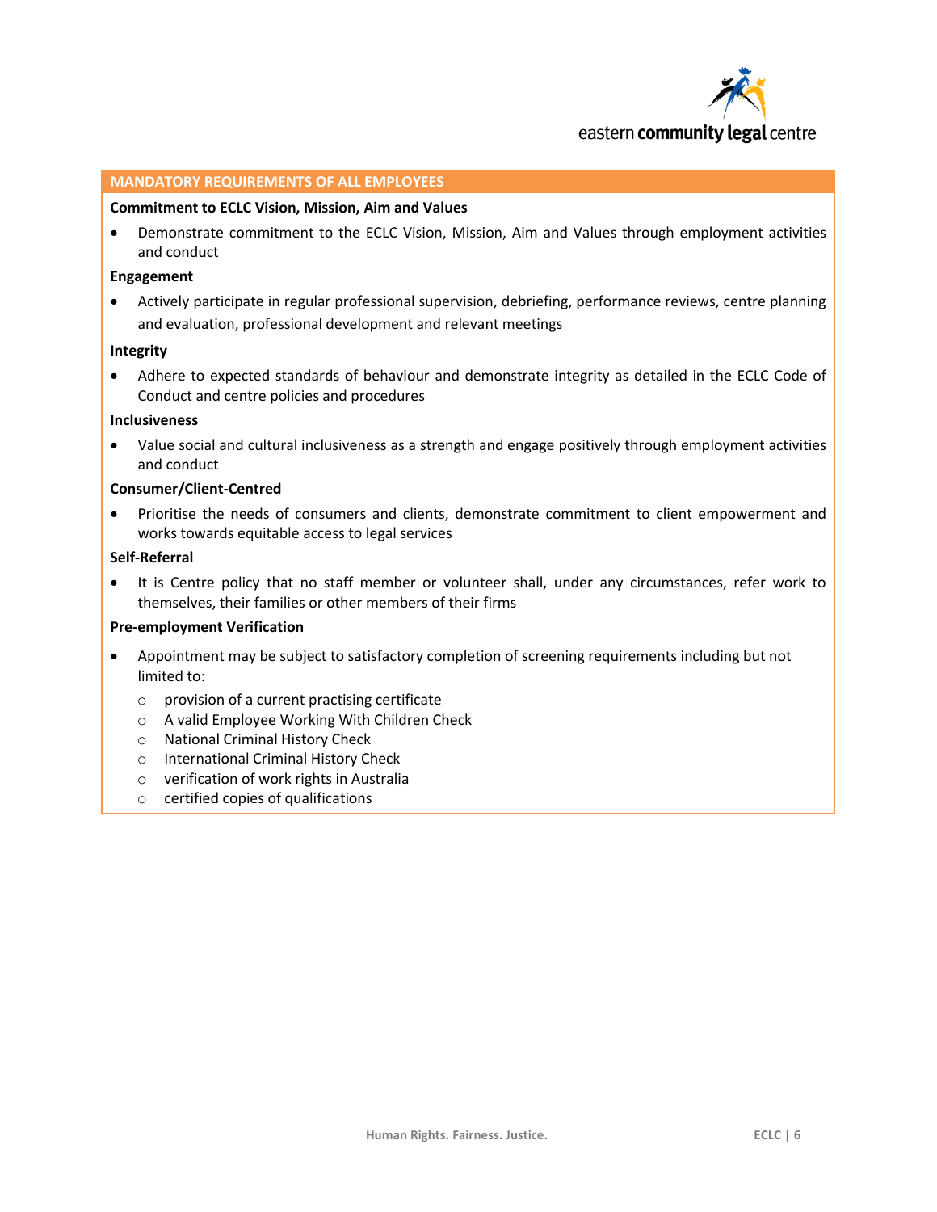## MANDATORY REQUIREMENTS OF ALL EMPLOYEES

**Commitment to ECLC Vision, Mission, Aim and Values**

- Demonstrate commitment to the ECLC Vision, Mission, Aim and Values through employment activities and conduct

**Engagement**

- Actively participate in regular professional supervision, debriefing, performance reviews, centre planning and evaluation, professional development and relevant meetings

**Integrity**

- Adhere to expected standards of behaviour and demonstrate integrity as detailed in the ECLC Code of Conduct and centre policies and procedures

**Inclusiveness**

- Value social and cultural inclusiveness as a strength and engage positively through employment activities and conduct

**Consumer/Client-Centred**

- Prioritise the needs of consumers and clients, demonstrate commitment to client empowerment and works towards equitable access to legal services

**Self-Referral**

- It is Centre policy that no staff member or volunteer shall, under any circumstances, refer work to themselves, their families or other members of their firms

**Pre-employment Verification**

- Appointment may be subject to satisfactory completion of screening requirements including but not limited to:
  - provision of a current practising certificate
  - A valid Employee Working With Children Check
  - National Criminal History Check
  - International Criminal History Check
  - verification of work rights in Australia
  - certified copies of qualifications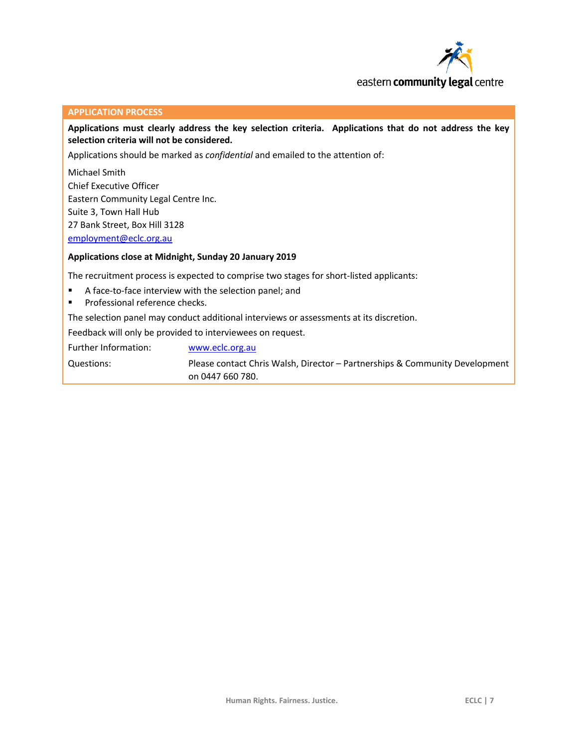## APPLICATION PROCESS

**Applications must clearly address the key selection criteria. Applications that do not address the key selection criteria will not be considered.**

Applications should be marked as *confidential* and emailed to the attention of:

Michael Smith
Chief Executive Officer
Eastern Community Legal Centre Inc.
Suite 3, Town Hall Hub
27 Bank Street, Box Hill 3128
[employment@eclc.org.au](mailto:employment@eclc.org.au)

**Applications close at Midnight, Sunday 20 January 2019**

The recruitment process is expected to comprise two stages for short-listed applicants:

- A face-to-face interview with the selection panel; and
- Professional reference checks.

The selection panel may conduct additional interviews or assessments at its discretion.

Feedback will only be provided to interviewees on request.

| | |
|---|---|
| Further Information: | [www.eclc.org.au](http://www.eclc.org.au) |
| Questions: | Please contact Chris Walsh, Director – Partnerships & Community Development on 0447 660 780. |